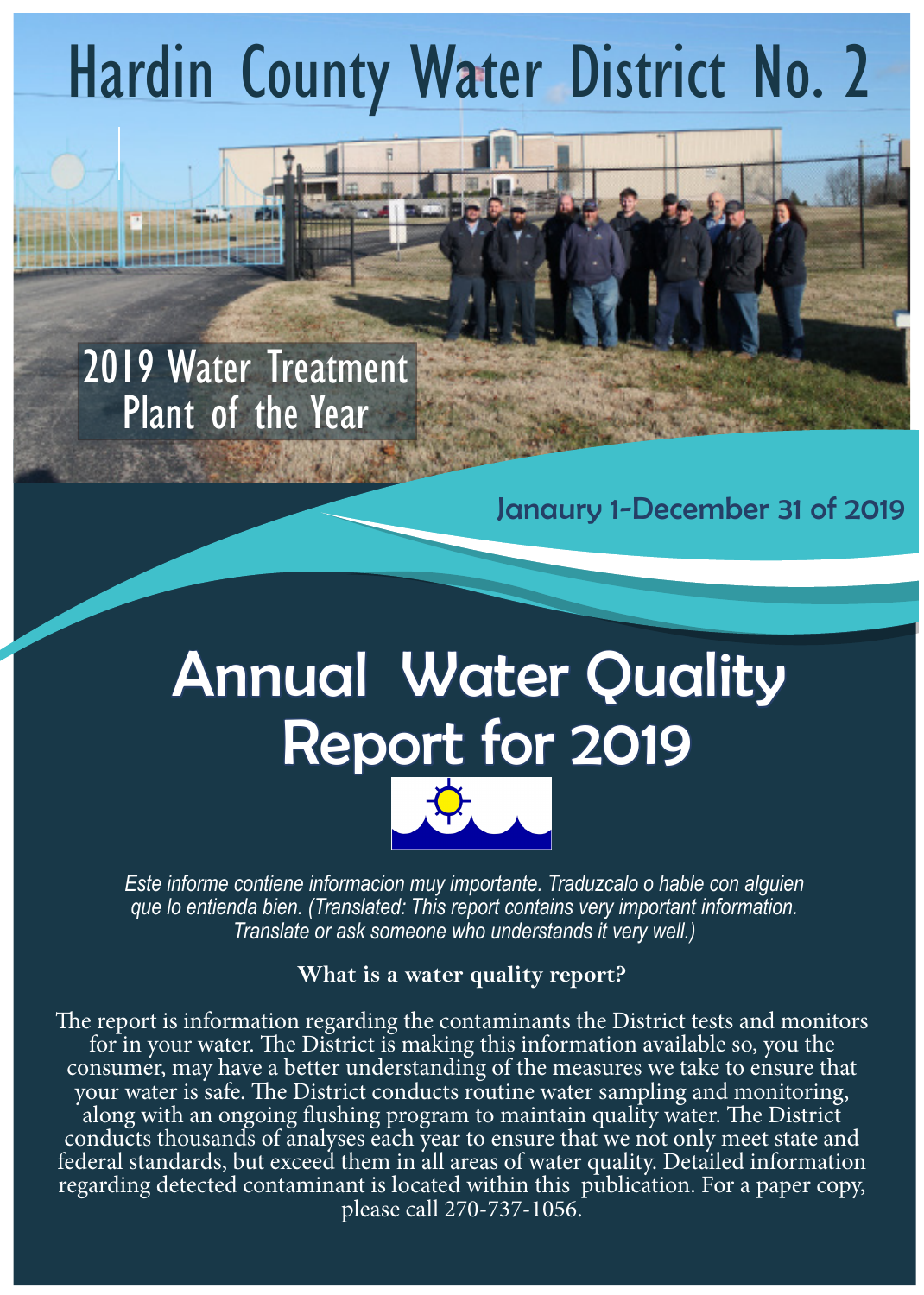# Hardin County Water District No. 2

2019 Water Treatment Plant of the Year

Janaury 1-December 31 of 2019

# Annual Water Quality Report for 2019

*Este informe contiene informacion muy importante. Traduzcalo o hable con alguien que lo entienda bien. (Translated: This report contains very important information. Translate or ask someone who understands it very well.)*

**What is a water quality report?**

The report is information regarding the contaminants the District tests and monitors for in your water. The District is making this information available so, you the consumer, may have a better understanding of the measures we take to ensure that your water is safe. The District conducts routine water sampling and monitoring, along with an ongoing flushing program to maintain quality water. The District conducts thousands of analyses each year to ensure that we not only meet state and federal standards, but exceed them in all areas of water quality. Detailed information regarding detected contaminant is located within this publication. For a paper copy, please call 270-737-1056.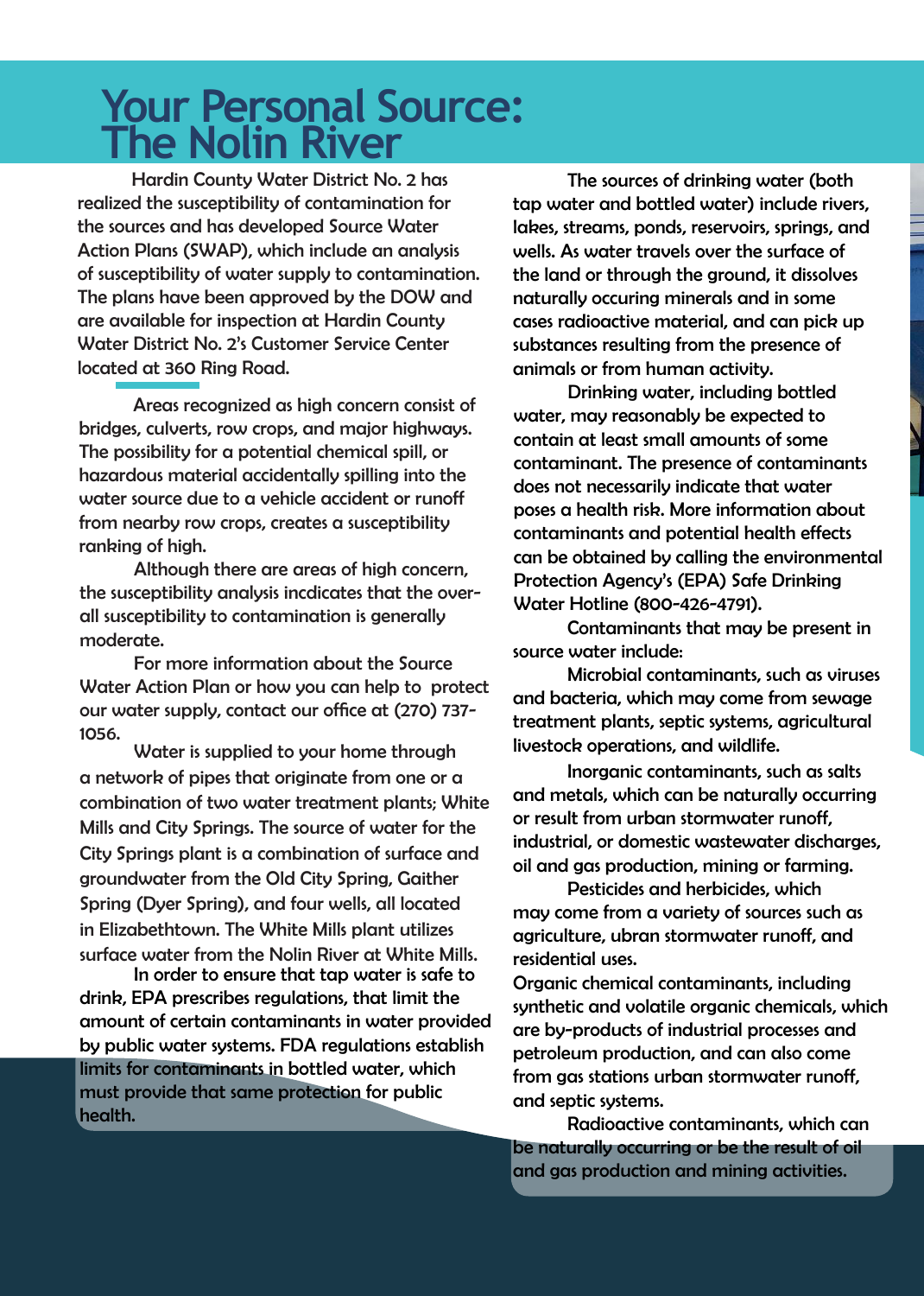# Your Personal Source: The Nolin River

Hardin County Water District No. 2 has realized the susceptibility of contamination for the sources and has developed Source Water Action Plans (SWAP), which include an analysis of susceptibility of water supply to contamination. The plans have been approved by the DOW and are available for inspection at Hardin County Water District No. 2's Customer Service Center located at 360 Ring Road.

Areas recognized as high concern consist of bridges, culverts, row crops, and major highways. The possibility for a potential chemical spill, or hazardous material accidentally spilling into the water source due to a vehicle accident or runoff from nearby row crops, creates a susceptibility ranking of high.

Although there are areas of high concern, the susceptibility analysis incdicates that the overall susceptibility to contamination is generally moderate.

For more information about the Source Water Action Plan or how you can help to protect our water supply, contact our office at (270) 737-1056.

Water is supplied to your home through a network of pipes that originate from one or a combination of two water treatment plants; White Mills and City Springs. The source of water for the City Springs plant is a combination of surface and groundwater from the Old City Spring, Gaither Spring (Dyer Spring), and four wells, all located in Elizabethtown. The White Mills plant utilizes surface water from the Nolin River at White Mills.

In order to ensure that tap water is safe to drink, EPA prescribes regulations, that limit the amount of certain contaminants in water provided by public water systems. FDA regulations establish limits for contaminants in bottled water, which must provide that same protection for public health.

The sources of drinking water (both tap water and bottled water) include rivers, lakes, streams, ponds, reservoirs, springs, and wells. As water travels over the surface of the land or through the ground, it dissolves naturally occuring minerals and in some cases radioactive material, and can pick up substances resulting from the presence of animals or from human activity.

Drinking water, including bottled water, may reasonably be expected to contain at least small amounts of some contaminant. The presence of contaminants does not necessarily indicate that water poses a health risk. More information about contaminants and potential health effects can be obtained by calling the environmental Protection Agency's (EPA) Safe Drinking Water Hotline (800-426-4791).

Contaminants that may be present in source water include:

Microbial contaminants, such as viruses and bacteria, which may come from sewage treatment plants, septic systems, agricultural livestock operations, and wildlife.

Inorganic contaminants, such as salts and metals, which can be naturally occurring or result from urban stormwater runoff, industrial, or domestic wastewater discharges, oil and gas production, mining or farming.

Pesticides and herbicides, which may come from a variety of sources such as agriculture, ubran stormwater runoff, and residential uses.

Organic chemical contaminants, including synthetic and volatile organic chemicals, which are by-products of industrial processes and petroleum production, and can also come from gas stations urban stormwater runoff, and septic systems.

Radioactive contaminants, which can be naturally occurring or be the result of oil and gas production and mining activities.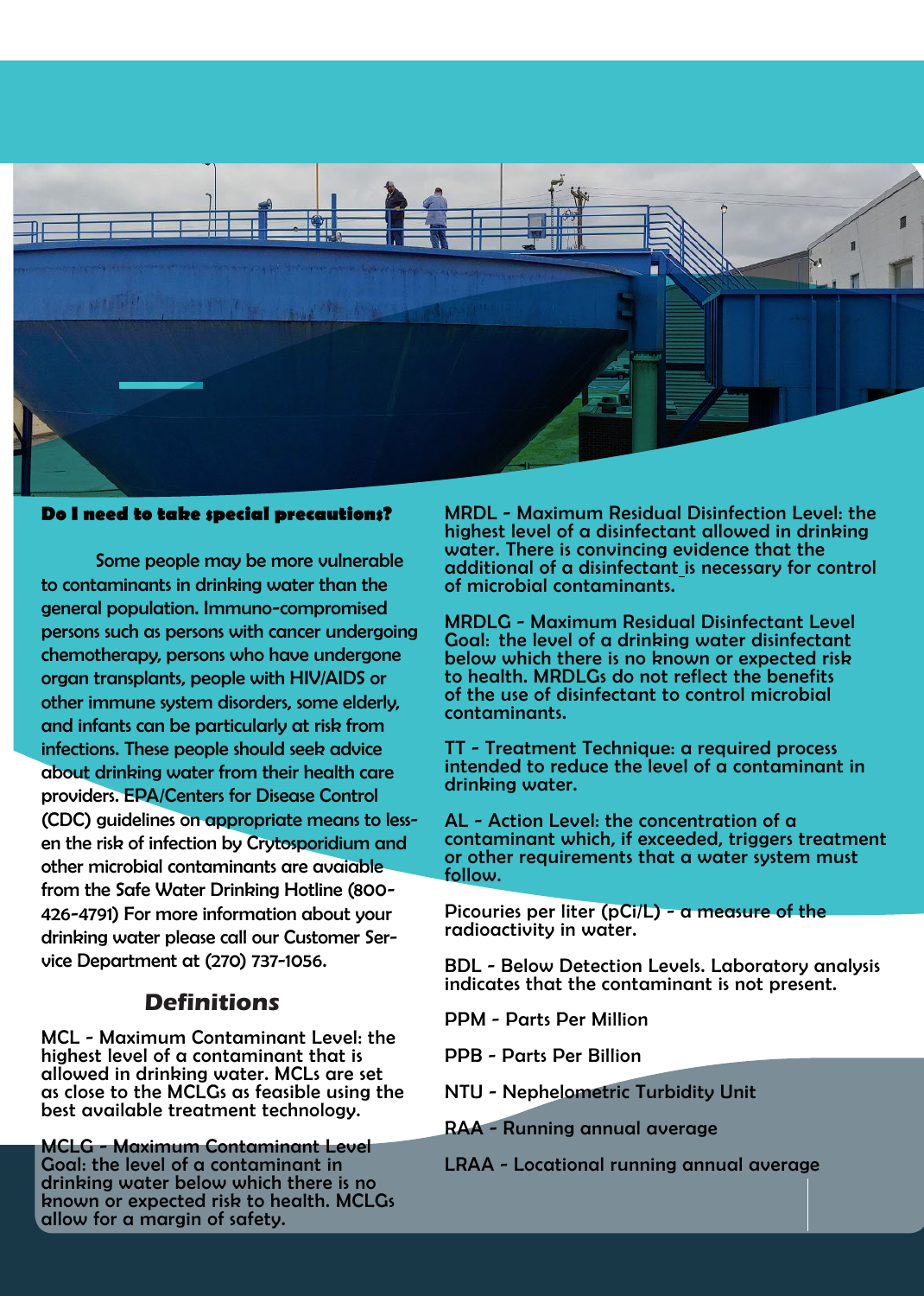**Do I need to take special precautions?**

Some people may be more vulnerable to contaminants in drinking water than the general population. Immuno-compromised persons such as persons with cancer undergoing chemotherapy, persons who have undergone organ transplants, people with HIV/AIDS or other immune system disorders, some elderly, and infants can be particularly at risk from infections. These people should seek advice about drinking water from their health care providers. EPA/Centers for Disease Control (CDC) guidelines on appropriate means to lessen the risk of infection by Crytosporidium and other microbial contaminants are avaiable from the Safe Water Drinking Hotline (800-426-4791) For more information about your drinking water please call our Customer Service Department at (270) 737-1056.

## Definitions

MCL - Maximum Contaminant Level: the highest level of a contaminant that is allowed in drinking water. MCLs are set as close to the MCLGs as feasible using the best available treatment technology.

MCLG - Maximum Contaminant Level Goal: the level of a contaminant in drinking water below which there is no known or expected risk to health. MCLGs allow for a margin of safety.

MRDL - Maximum Residual Disinfection Level: the highest level of a disinfectant allowed in drinking water. There is convincing evidence that the additional of a disinfectant is necessary for control of microbial contaminants.

MRDLG - Maximum Residual Disinfectant Level Goal: the level of a drinking water disinfectant below which there is no known or expected risk to health. MRDLGs do not reflect the benefits of the use of disinfectant to control microbial contaminants.

TT - Treatment Technique: a required process intended to reduce the level of a contaminant in drinking water.

AL - Action Level: the concentration of a contaminant which, if exceeded, triggers treatment or other requirements that a water system must follow.

Picouries per liter (pCi/L) - a measure of the radioactivity in water.

BDL - Below Detection Levels. Laboratory analysis indicates that the contaminant is not present.

PPM - Parts Per Million

PPB - Parts Per Billion

NTU - Nephelometric Turbidity Unit

RAA - Running annual average

LRAA - Locational running annual average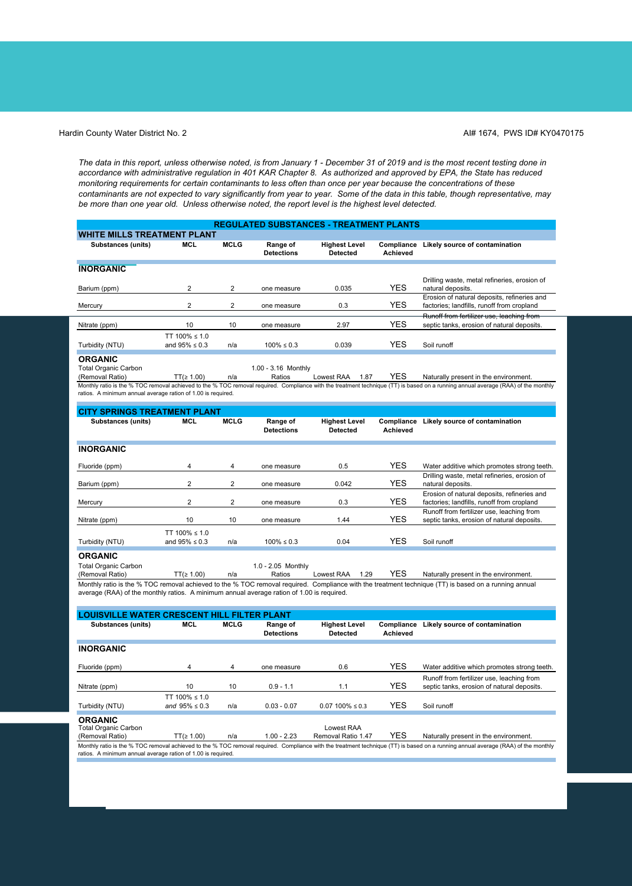Hardin County Water District No. 2 — AI# 1674, PWS ID# KY0470175

*The data in this report, unless otherwise noted, is from January 1 - December 31 of 2019 and is the most recent testing done in accordance with administrative regulation in 401 KAR Chapter 8. As authorized and approved by EPA, the State has reduced monitoring requirements for certain contaminants to less often than once per year because the concentrations of these contaminants are not expected to vary significantly from year to year. Some of the data in this table, though representative, may be more than one year old. Unless otherwise noted, the report level is the highest level detected.*

## REGULATED SUBSTANCES - TREATMENT PLANTS

### WHITE MILLS TREATMENT PLANT

| Substances (units) | MCL | MCLG | Range of Detections | Highest Level Detected | Compliance Achieved | Likely source of contamination |
|---|---|---|---|---|---|---|
| **INORGANIC** | | | | | | |
| Barium (ppm) | 2 | 2 | one measure | 0.035 | YES | Drilling waste, metal refineries, erosion of natural deposits. |
| Mercury | 2 | 2 | one measure | 0.3 | YES | Erosion of natural deposits, refineries and factories; landfills, runoff from cropland |
| Nitrate (ppm) | 10 | 10 | one measure | 2.97 | YES | Runoff from fertilizer use, leaching from septic tanks, erosion of natural deposits. |
| Turbidity (NTU) | TT 100% ≤ 1.0 and 95% ≤ 0.3 | n/a | 100% ≤ 0.3 | 0.039 | YES | Soil runoff |
| **ORGANIC** | | | | | | |
| Total Organic Carbon (Removal Ratio) | TT(≥ 1.00) | n/a | 1.00 - 3.16 Monthly Ratios | Lowest RAA 1.87 | YES | Naturally present in the environment. |

Monthly ratio is the % TOC removal achieved to the % TOC removal required. Compliance with the treatment technique (TT) is based on a running annual average (RAA) of the monthly ratios. A minimum annual average ration of 1.00 is required.

### CITY SPRINGS TREATMENT PLANT

| Substances (units) | MCL | MCLG | Range of Detections | Highest Level Detected | Compliance Achieved | Likely source of contamination |
|---|---|---|---|---|---|---|
| **INORGANIC** | | | | | | |
| Fluoride (ppm) | 4 | 4 | one measure | 0.5 | YES | Water additive which promotes strong teeth. |
| Barium (ppm) | 2 | 2 | one measure | 0.042 | YES | Drilling waste, metal refineries, erosion of natural deposits. |
| Mercury | 2 | 2 | one measure | 0.3 | YES | Erosion of natural deposits, refineries and factories; landfills, runoff from cropland |
| Nitrate (ppm) | 10 | 10 | one measure | 1.44 | YES | Runoff from fertilizer use, leaching from septic tanks, erosion of natural deposits. |
| Turbidity (NTU) | TT 100% ≤ 1.0 and 95% ≤ 0.3 | n/a | 100% ≤ 0.3 | 0.04 | YES | Soil runoff |
| **ORGANIC** | | | | | | |
| Total Organic Carbon (Removal Ratio) | TT(≥ 1.00) | n/a | 1.0 - 2.05 Monthly Ratios | Lowest RAA 1.29 | YES | Naturally present in the environment. |

Monthly ratio is the % TOC removal achieved to the % TOC removal required. Compliance with the treatment technique (TT) is based on a running annual average (RAA) of the monthly ratios. A minimum annual average ration of 1.00 is required.

### LOUISVILLE WATER CRESCENT HILL FILTER PLANT

| Substances (units) | MCL | MCLG | Range of Detections | Highest Level Detected | Compliance Achieved | Likely source of contamination |
|---|---|---|---|---|---|---|
| **INORGANIC** | | | | | | |
| Fluoride (ppm) | 4 | 4 | one measure | 0.6 | YES | Water additive which promotes strong teeth. |
| Nitrate (ppm) | 10 | 10 | 0.9 - 1.1 | 1.1 | YES | Runoff from fertilizer use, leaching from septic tanks, erosion of natural deposits. |
| Turbidity (NTU) | TT 100% ≤ 1.0 *and* 95% ≤ 0.3 | n/a | 0.03 - 0.07 | 0.07 100% ≤ 0.3 | YES | Soil runoff |
| **ORGANIC** | | | | | | |
| Total Organic Carbon (Removal Ratio) | TT(≥ 1.00) | n/a | 1.00 - 2.23 | Lowest RAA Removal Ratio 1.47 | YES | Naturally present in the environment. |

Monthly ratio is the % TOC removal achieved to the % TOC removal required. Compliance with the treatment technique (TT) is based on a running annual average (RAA) of the monthly ratios. A minimum annual average ration of 1.00 is required.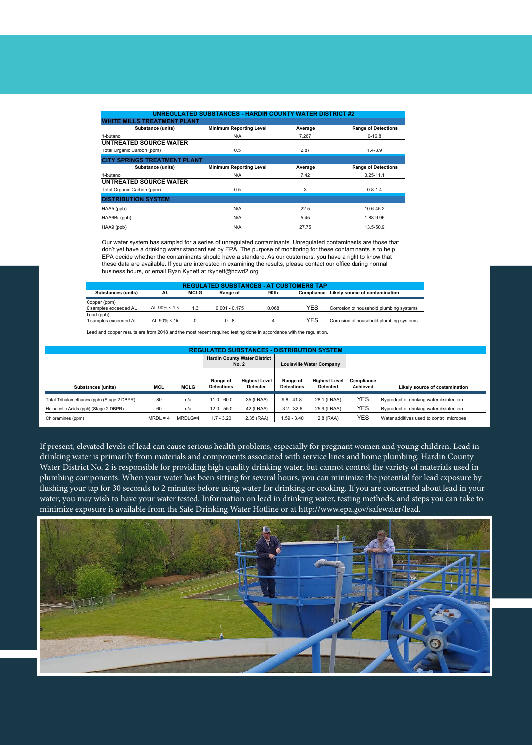| UNREGULATED SUBSTANCES - HARDIN COUNTY WATER DISTRICT #2 | | | |
|---|---|---|---|
| **WHITE MILLS TREATMENT PLANT** | | | |
| Substance (units) | Minimum Reporting Level | Average | Range of Detections |
| 1-butanol | N/A | 7.267 | 0-16.8 |
| **UNTREATED SOURCE WATER** | | | |
| Total Organic Carbon (ppm) | 0.5 | 2.87 | 1.4-3.9 |
| **CITY SPRINGS TREATMENT PLANT** | | | |
| Substance (units) | Minimum Reporting Level | Average | Range of Detections |
| 1-butanol | N/A | 7.42 | 3.25-11.1 |
| **UNTREATED SOURCE WATER** | | | |
| Total Organic Carbon (ppm) | 0.5 | 3 | 0.8-1.4 |
| **DISTRIBUTION SYSTEM** | | | |
| HAA5 (ppb) | N/A | 22.5 | 10.6-45.2 |
| HAA6Br (ppb) | N/A | 5.45 | 1.88-9.96 |
| HAA9 (ppb) | N/A | 27.75 | 13.5-50.9 |

Our water system has sampled for a series of unregulated contaminants. Unregulated contaminants are those that don't yet have a drinking water standard set by EPA. The purpose of monitoring for these contaminants is to help EPA decide whether the contaminants should have a standard. As our customers, you have a right to know that these data are available. If you are interested in examining the results, please contact our office during normal business hours, or email Ryan Kynett at rkynett@hcwd2.org

| REGULATED SUBSTANCES - AT CUSTOMERS TAP | | | | | | |
|---|---|---|---|---|---|---|
| Substances (units) | AL | MCLG | Range of | 90th | Compliance | Likely source of contamination |
| Copper (ppm)<br>0 samples exceeded AL | AL 90% ≤ 1.3 | 1.3 | 0.001 - 0.175 | 0.068 | YES | Corrosion of household plumbing systems |
| Lead (ppb)<br>1 samples exceeded AL | AL 90% ≤ 15 | 0 | 0 - 8 | 4 | YES | Corrosion of household plumbing systems |

Lead and copper results are from 2018 and the most recent required testing done in accordance with the regulation.

| REGULATED SUBSTANCES - DISTRIBUTION SYSTEM | | | | | | | | |
|---|---|---|---|---|---|---|---|---|
| | | | Hardin County Water District No. 2 | | Louisville Water Company | | | |
| Substances (units) | MCL | MCLG | Range of Detections | Highest Level Detected | Range of Detections | Highest Level Detected | Compliance Achieved | Likely source of contamination |
| Total Trihalomethanes (ppb) (Stage 2 DBPR) | 80 | n/a | 11.0 - 60.0 | 35 (LRAA) | 9.8 - 41.8 | 28.1 (LRAA) | YES | Byproduct of drinking water disinfection |
| Haloacetic Acids (ppb) (Stage 2 DBPR) | 60 | n/a | 12.0 - 55.0 | 42 (LRAA) | 3.2 - 32.6 | 25.9 (LRAA) | YES | Byproduct of drinking water disinfection |
| Chloramines (ppm) | MRDL = 4 | MRDLG=4 | 1.7 - 3.20 | 2.35 (RAA) | 1.59 - 3.40 | 2.8 (RAA) | YES | Water additives used to control microbes |

If present, elevated levels of lead can cause serious health problems, especially for pregnant women and young children. Lead in drinking water is primarily from materials and components associated with service lines and home plumbing. Hardin County Water District No. 2 is responsible for providing high quality drinking water, but cannot control the variety of materials used in plumbing components. When your water has been sitting for several hours, you can minimize the potential for lead exposure by flushing your tap for 30 seconds to 2 minutes before using water for drinking or cooking. If you are concerned about lead in your water, you may wish to have your water tested. Information on lead in drinking water, testing methods, and steps you can take to minimize exposure is available from the Safe Drinking Water Hotline or at http://www.epa.gov/safewater/lead.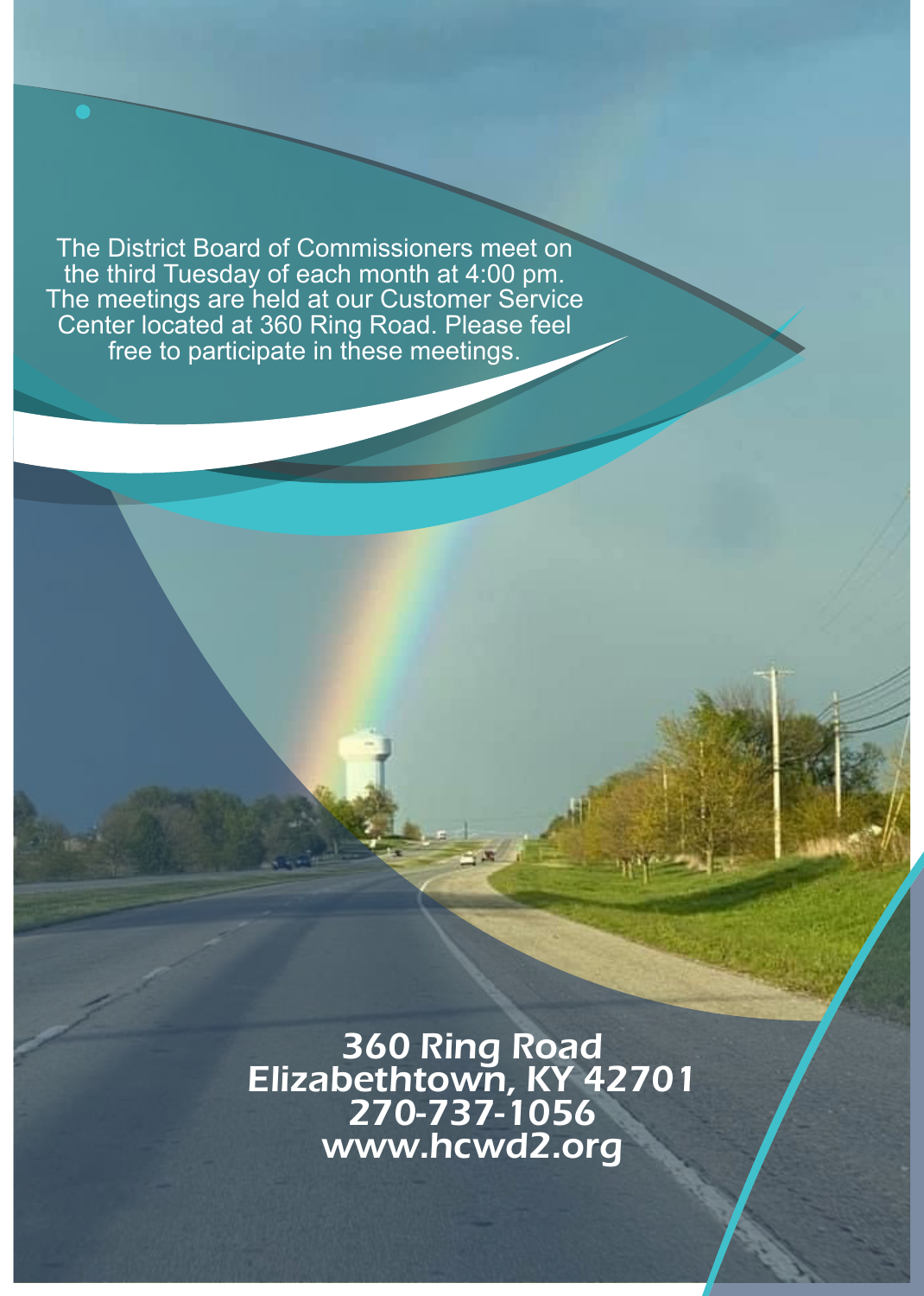The District Board of Commissioners meet on the third Tuesday of each month at 4:00 pm. The meetings are held at our Customer Service Center located at 360 Ring Road. Please feel free to participate in these meetings.

360 Ring Road
Elizabethtown, KY 42701
270-737-1056
www.hcwd2.org